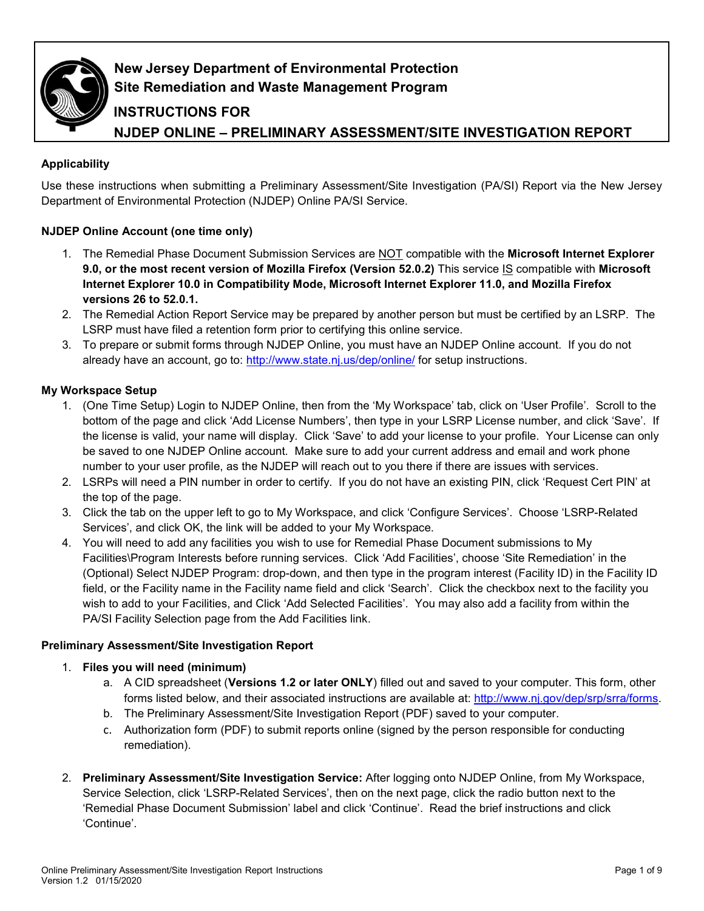# New Jersey Department of Environmental Protection
## Site Remediation and Waste Management Program
## INSTRUCTIONS FOR
## NJDEP ONLINE – PRELIMINARY ASSESSMENT/SITE INVESTIGATION REPORT

### Applicability

Use these instructions when submitting a Preliminary Assessment/Site Investigation (PA/SI) Report via the New Jersey Department of Environmental Protection (NJDEP) Online PA/SI Service.

### NJDEP Online Account (one time only)

1. The Remedial Phase Document Submission Services are NOT compatible with the **Microsoft Internet Explorer 9.0, or the most recent version of Mozilla Firefox (Version 52.0.2)** This service IS compatible with **Microsoft Internet Explorer 10.0 in Compatibility Mode, Microsoft Internet Explorer 11.0, and Mozilla Firefox versions 26 to 52.0.1.**
2. The Remedial Action Report Service may be prepared by another person but must be certified by an LSRP. The LSRP must have filed a retention form prior to certifying this online service.
3. To prepare or submit forms through NJDEP Online, you must have an NJDEP Online account. If you do not already have an account, go to: http://www.state.nj.us/dep/online/ for setup instructions.

### My Workspace Setup

1. (One Time Setup) Login to NJDEP Online, then from the 'My Workspace' tab, click on 'User Profile'. Scroll to the bottom of the page and click 'Add License Numbers', then type in your LSRP License number, and click 'Save'. If the license is valid, your name will display. Click 'Save' to add your license to your profile. Your License can only be saved to one NJDEP Online account. Make sure to add your current address and email and work phone number to your user profile, as the NJDEP will reach out to you there if there are issues with services.
2. LSRPs will need a PIN number in order to certify. If you do not have an existing PIN, click 'Request Cert PIN' at the top of the page.
3. Click the tab on the upper left to go to My Workspace, and click 'Configure Services'. Choose 'LSRP-Related Services', and click OK, the link will be added to your My Workspace.
4. You will need to add any facilities you wish to use for Remedial Phase Document submissions to My Facilities\Program Interests before running services. Click 'Add Facilities', choose 'Site Remediation' in the (Optional) Select NJDEP Program: drop-down, and then type in the program interest (Facility ID) in the Facility ID field, or the Facility name in the Facility name field and click 'Search'. Click the checkbox next to the facility you wish to add to your Facilities, and Click 'Add Selected Facilities'. You may also add a facility from within the PA/SI Facility Selection page from the Add Facilities link.

### Preliminary Assessment/Site Investigation Report

1. **Files you will need (minimum)**
   a. A CID spreadsheet (**Versions 1.2 or later ONLY**) filled out and saved to your computer. This form, other forms listed below, and their associated instructions are available at: http://www.nj.gov/dep/srp/srra/forms.
   b. The Preliminary Assessment/Site Investigation Report (PDF) saved to your computer.
   c. Authorization form (PDF) to submit reports online (signed by the person responsible for conducting remediation).

2. **Preliminary Assessment/Site Investigation Service:** After logging onto NJDEP Online, from My Workspace, Service Selection, click 'LSRP-Related Services', then on the next page, click the radio button next to the 'Remedial Phase Document Submission' label and click 'Continue'. Read the brief instructions and click 'Continue'.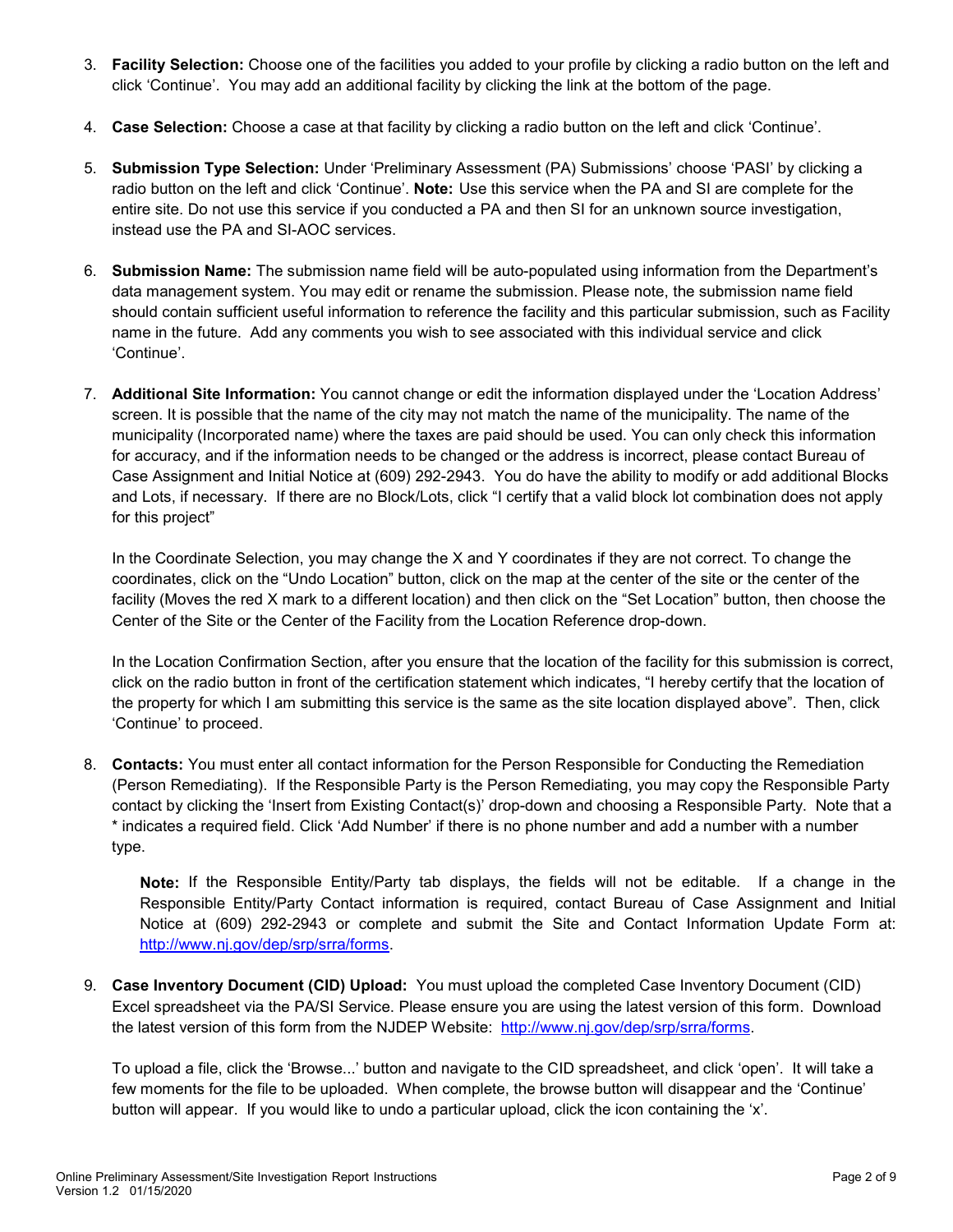3. **Facility Selection:** Choose one of the facilities you added to your profile by clicking a radio button on the left and click 'Continue'. You may add an additional facility by clicking the link at the bottom of the page.

4. **Case Selection:** Choose a case at that facility by clicking a radio button on the left and click 'Continue'.

5. **Submission Type Selection:** Under 'Preliminary Assessment (PA) Submissions' choose 'PASI' by clicking a radio button on the left and click 'Continue'. **Note:** Use this service when the PA and SI are complete for the entire site. Do not use this service if you conducted a PA and then SI for an unknown source investigation, instead use the PA and SI-AOC services.

6. **Submission Name:** The submission name field will be auto-populated using information from the Department's data management system. You may edit or rename the submission. Please note, the submission name field should contain sufficient useful information to reference the facility and this particular submission, such as Facility name in the future. Add any comments you wish to see associated with this individual service and click 'Continue'.

7. **Additional Site Information:** You cannot change or edit the information displayed under the 'Location Address' screen. It is possible that the name of the city may not match the name of the municipality. The name of the municipality (Incorporated name) where the taxes are paid should be used. You can only check this information for accuracy, and if the information needs to be changed or the address is incorrect, please contact Bureau of Case Assignment and Initial Notice at (609) 292-2943. You do have the ability to modify or add additional Blocks and Lots, if necessary. If there are no Block/Lots, click "I certify that a valid block lot combination does not apply for this project"

   In the Coordinate Selection, you may change the X and Y coordinates if they are not correct. To change the coordinates, click on the "Undo Location" button, click on the map at the center of the site or the center of the facility (Moves the red X mark to a different location) and then click on the "Set Location" button, then choose the Center of the Site or the Center of the Facility from the Location Reference drop-down.

   In the Location Confirmation Section, after you ensure that the location of the facility for this submission is correct, click on the radio button in front of the certification statement which indicates, "I hereby certify that the location of the property for which I am submitting this service is the same as the site location displayed above". Then, click 'Continue' to proceed.

8. **Contacts:** You must enter all contact information for the Person Responsible for Conducting the Remediation (Person Remediating). If the Responsible Party is the Person Remediating, you may copy the Responsible Party contact by clicking the 'Insert from Existing Contact(s)' drop-down and choosing a Responsible Party. Note that a * indicates a required field. Click 'Add Number' if there is no phone number and add a number with a number type.

   **Note:** If the Responsible Entity/Party tab displays, the fields will not be editable. If a change in the Responsible Entity/Party Contact information is required, contact Bureau of Case Assignment and Initial Notice at (609) 292-2943 or complete and submit the Site and Contact Information Update Form at: http://www.nj.gov/dep/srp/srra/forms.

9. **Case Inventory Document (CID) Upload:** You must upload the completed Case Inventory Document (CID) Excel spreadsheet via the PA/SI Service. Please ensure you are using the latest version of this form. Download the latest version of this form from the NJDEP Website: http://www.nj.gov/dep/srp/srra/forms.

   To upload a file, click the 'Browse...' button and navigate to the CID spreadsheet, and click 'open'. It will take a few moments for the file to be uploaded. When complete, the browse button will disappear and the 'Continue' button will appear. If you would like to undo a particular upload, click the icon containing the 'x'.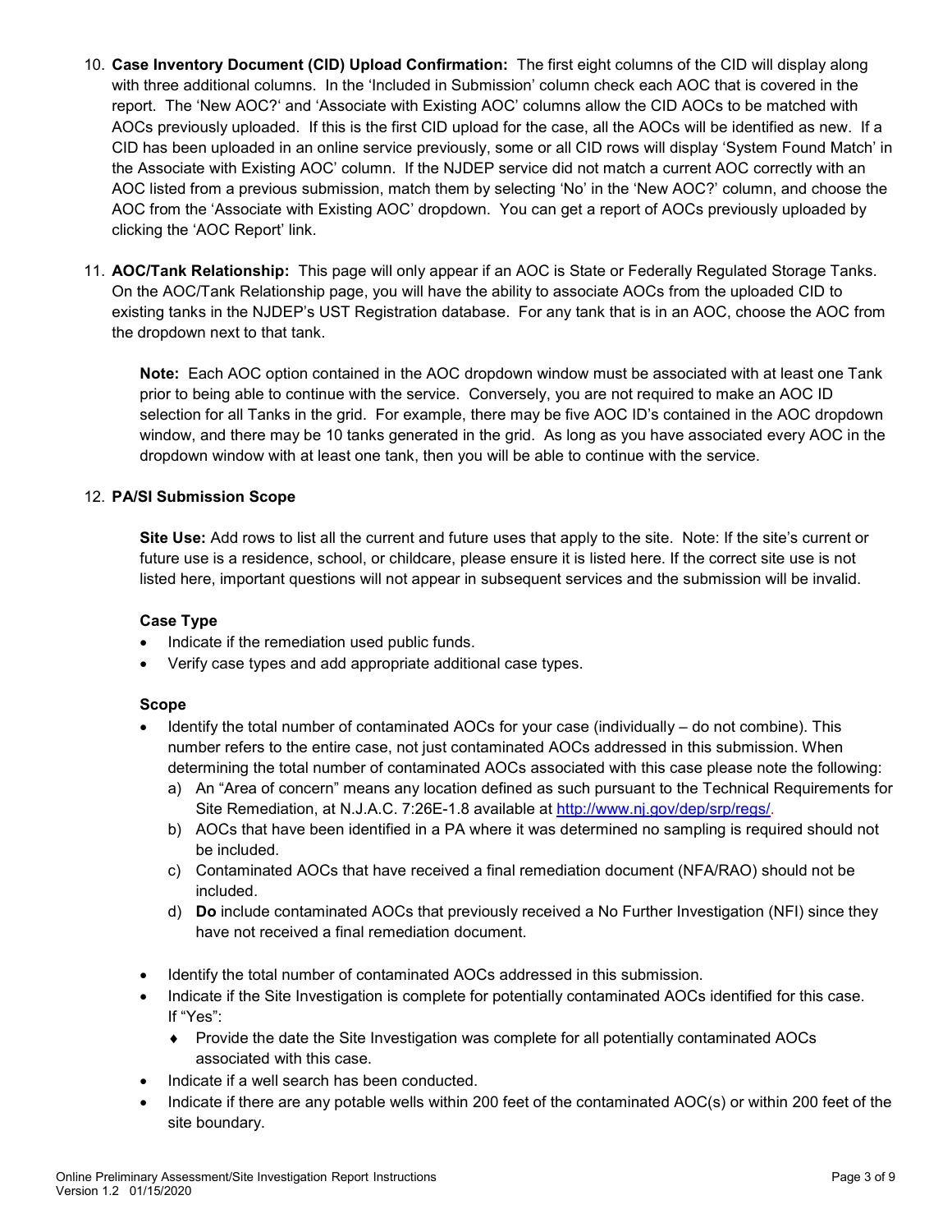10. **Case Inventory Document (CID) Upload Confirmation:** The first eight columns of the CID will display along with three additional columns. In the 'Included in Submission' column check each AOC that is covered in the report. The 'New AOC?' and 'Associate with Existing AOC' columns allow the CID AOCs to be matched with AOCs previously uploaded. If this is the first CID upload for the case, all the AOCs will be identified as new. If a CID has been uploaded in an online service previously, some or all CID rows will display 'System Found Match' in the Associate with Existing AOC' column. If the NJDEP service did not match a current AOC correctly with an AOC listed from a previous submission, match them by selecting 'No' in the 'New AOC?' column, and choose the AOC from the 'Associate with Existing AOC' dropdown. You can get a report of AOCs previously uploaded by clicking the 'AOC Report' link.

11. **AOC/Tank Relationship:** This page will only appear if an AOC is State or Federally Regulated Storage Tanks. On the AOC/Tank Relationship page, you will have the ability to associate AOCs from the uploaded CID to existing tanks in the NJDEP's UST Registration database. For any tank that is in an AOC, choose the AOC from the dropdown next to that tank.

    **Note:** Each AOC option contained in the AOC dropdown window must be associated with at least one Tank prior to being able to continue with the service. Conversely, you are not required to make an AOC ID selection for all Tanks in the grid. For example, there may be five AOC ID's contained in the AOC dropdown window, and there may be 10 tanks generated in the grid. As long as you have associated every AOC in the dropdown window with at least one tank, then you will be able to continue with the service.

12. **PA/SI Submission Scope**

    **Site Use:** Add rows to list all the current and future uses that apply to the site. Note: If the site's current or future use is a residence, school, or childcare, please ensure it is listed here. If the correct site use is not listed here, important questions will not appear in subsequent services and the submission will be invalid.

    **Case Type**

    - Indicate if the remediation used public funds.
    - Verify case types and add appropriate additional case types.

    **Scope**

    - Identify the total number of contaminated AOCs for your case (individually – do not combine). This number refers to the entire case, not just contaminated AOCs addressed in this submission. When determining the total number of contaminated AOCs associated with this case please note the following:
        a) An "Area of concern" means any location defined as such pursuant to the Technical Requirements for Site Remediation, at N.J.A.C. 7:26E-1.8 available at http://www.nj.gov/dep/srp/regs/.
        b) AOCs that have been identified in a PA where it was determined no sampling is required should not be included.
        c) Contaminated AOCs that have received a final remediation document (NFA/RAO) should not be included.
        d) **Do** include contaminated AOCs that previously received a No Further Investigation (NFI) since they have not received a final remediation document.
    - Identify the total number of contaminated AOCs addressed in this submission.
    - Indicate if the Site Investigation is complete for potentially contaminated AOCs identified for this case. If "Yes":
        - Provide the date the Site Investigation was complete for all potentially contaminated AOCs associated with this case.
    - Indicate if a well search has been conducted.
    - Indicate if there are any potable wells within 200 feet of the contaminated AOC(s) or within 200 feet of the site boundary.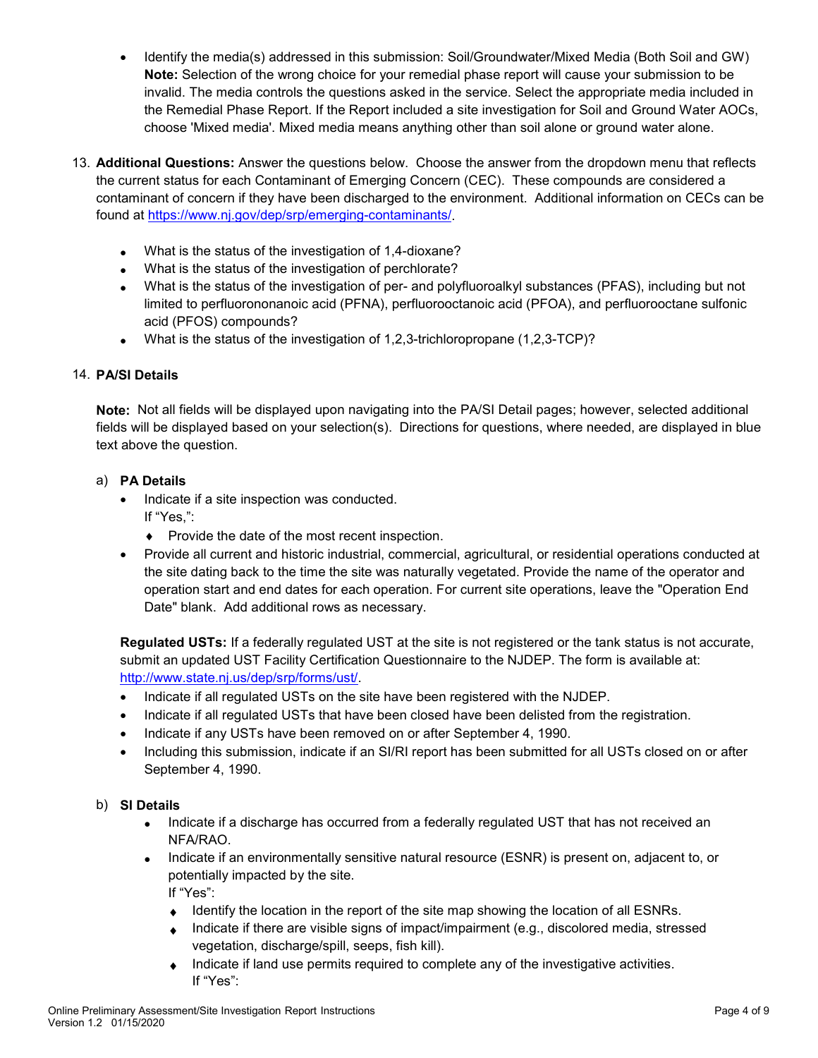- Identify the media(s) addressed in this submission: Soil/Groundwater/Mixed Media (Both Soil and GW) **Note:** Selection of the wrong choice for your remedial phase report will cause your submission to be invalid. The media controls the questions asked in the service. Select the appropriate media included in the Remedial Phase Report. If the Report included a site investigation for Soil and Ground Water AOCs, choose 'Mixed media'. Mixed media means anything other than soil alone or ground water alone.

13. **Additional Questions:** Answer the questions below. Choose the answer from the dropdown menu that reflects the current status for each Contaminant of Emerging Concern (CEC). These compounds are considered a contaminant of concern if they have been discharged to the environment. Additional information on CECs can be found at https://www.nj.gov/dep/srp/emerging-contaminants/.

    - What is the status of the investigation of 1,4-dioxane?
    - What is the status of the investigation of perchlorate?
    - What is the status of the investigation of per- and polyfluoroalkyl substances (PFAS), including but not limited to perfluorononanoic acid (PFNA), perfluorooctanoic acid (PFOA), and perfluorooctane sulfonic acid (PFOS) compounds?
    - What is the status of the investigation of 1,2,3-trichloropropane (1,2,3-TCP)?

14. **PA/SI Details**

    **Note:** Not all fields will be displayed upon navigating into the PA/SI Detail pages; however, selected additional fields will be displayed based on your selection(s). Directions for questions, where needed, are displayed in blue text above the question.

    a) **PA Details**
    - Indicate if a site inspection was conducted.
      If "Yes,":
      - Provide the date of the most recent inspection.
    - Provide all current and historic industrial, commercial, agricultural, or residential operations conducted at the site dating back to the time the site was naturally vegetated. Provide the name of the operator and operation start and end dates for each operation. For current site operations, leave the "Operation End Date" blank. Add additional rows as necessary.

    **Regulated USTs:** If a federally regulated UST at the site is not registered or the tank status is not accurate, submit an updated UST Facility Certification Questionnaire to the NJDEP. The form is available at: http://www.state.nj.us/dep/srp/forms/ust/.
    - Indicate if all regulated USTs on the site have been registered with the NJDEP.
    - Indicate if all regulated USTs that have been closed have been delisted from the registration.
    - Indicate if any USTs have been removed on or after September 4, 1990.
    - Including this submission, indicate if an SI/RI report has been submitted for all USTs closed on or after September 4, 1990.

    b) **SI Details**
    - Indicate if a discharge has occurred from a federally regulated UST that has not received an NFA/RAO.
    - Indicate if an environmentally sensitive natural resource (ESNR) is present on, adjacent to, or potentially impacted by the site.
      If "Yes":
      - Identify the location in the report of the site map showing the location of all ESNRs.
      - Indicate if there are visible signs of impact/impairment (e.g., discolored media, stressed vegetation, discharge/spill, seeps, fish kill).
      - Indicate if land use permits required to complete any of the investigative activities.
        If "Yes":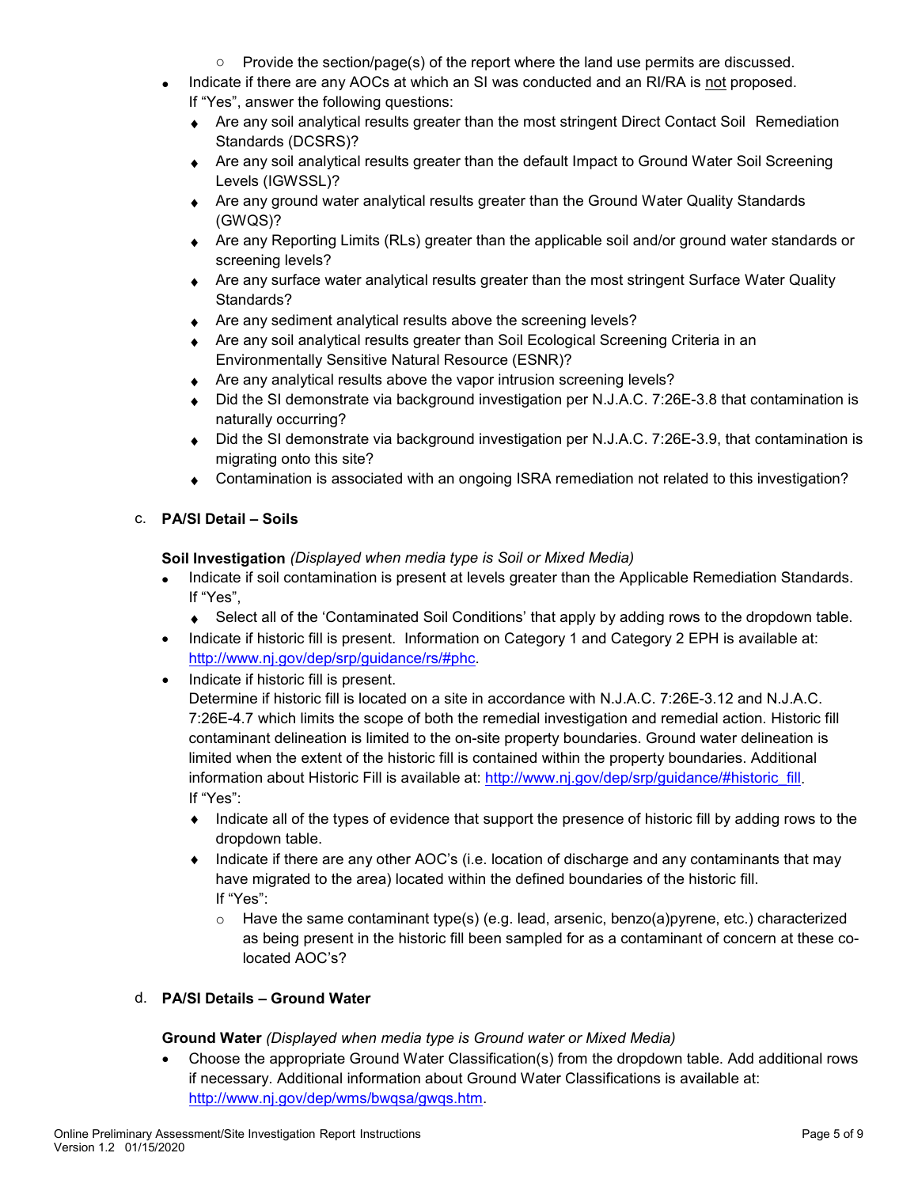- Provide the section/page(s) of the report where the land use permits are discussed.

- Indicate if there are any AOCs at which an SI was conducted and an RI/RA is <u>not</u> proposed. If "Yes", answer the following questions:
  - Are any soil analytical results greater than the most stringent Direct Contact Soil Remediation Standards (DCSRS)?
  - Are any soil analytical results greater than the default Impact to Ground Water Soil Screening Levels (IGWSSL)?
  - Are any ground water analytical results greater than the Ground Water Quality Standards (GWQS)?
  - Are any Reporting Limits (RLs) greater than the applicable soil and/or ground water standards or screening levels?
  - Are any surface water analytical results greater than the most stringent Surface Water Quality Standards?
  - Are any sediment analytical results above the screening levels?
  - Are any soil analytical results greater than Soil Ecological Screening Criteria in an Environmentally Sensitive Natural Resource (ESNR)?
  - Are any analytical results above the vapor intrusion screening levels?
  - Did the SI demonstrate via background investigation per N.J.A.C. 7:26E-3.8 that contamination is naturally occurring?
  - Did the SI demonstrate via background investigation per N.J.A.C. 7:26E-3.9, that contamination is migrating onto this site?
  - Contamination is associated with an ongoing ISRA remediation not related to this investigation?

c. **PA/SI Detail – Soils**

**Soil Investigation** *(Displayed when media type is Soil or Mixed Media)*

- Indicate if soil contamination is present at levels greater than the Applicable Remediation Standards. If "Yes",
  - Select all of the 'Contaminated Soil Conditions' that apply by adding rows to the dropdown table.
- Indicate if historic fill is present. Information on Category 1 and Category 2 EPH is available at: http://www.nj.gov/dep/srp/guidance/rs/#phc.
- Indicate if historic fill is present.
  Determine if historic fill is located on a site in accordance with N.J.A.C. 7:26E-3.12 and N.J.A.C. 7:26E-4.7 which limits the scope of both the remedial investigation and remedial action. Historic fill contaminant delineation is limited to the on-site property boundaries. Ground water delineation is limited when the extent of the historic fill is contained within the property boundaries. Additional information about Historic Fill is available at: http://www.nj.gov/dep/srp/guidance/#historic_fill.
  If "Yes":
  - Indicate all of the types of evidence that support the presence of historic fill by adding rows to the dropdown table.
  - Indicate if there are any other AOC's (i.e. location of discharge and any contaminants that may have migrated to the area) located within the defined boundaries of the historic fill.
    If "Yes":
    - Have the same contaminant type(s) (e.g. lead, arsenic, benzo(a)pyrene, etc.) characterized as being present in the historic fill been sampled for as a contaminant of concern at these co-located AOC's?

d. **PA/SI Details – Ground Water**

**Ground Water** *(Displayed when media type is Ground water or Mixed Media)*

- Choose the appropriate Ground Water Classification(s) from the dropdown table. Add additional rows if necessary. Additional information about Ground Water Classifications is available at: http://www.nj.gov/dep/wms/bwqsa/gwqs.htm.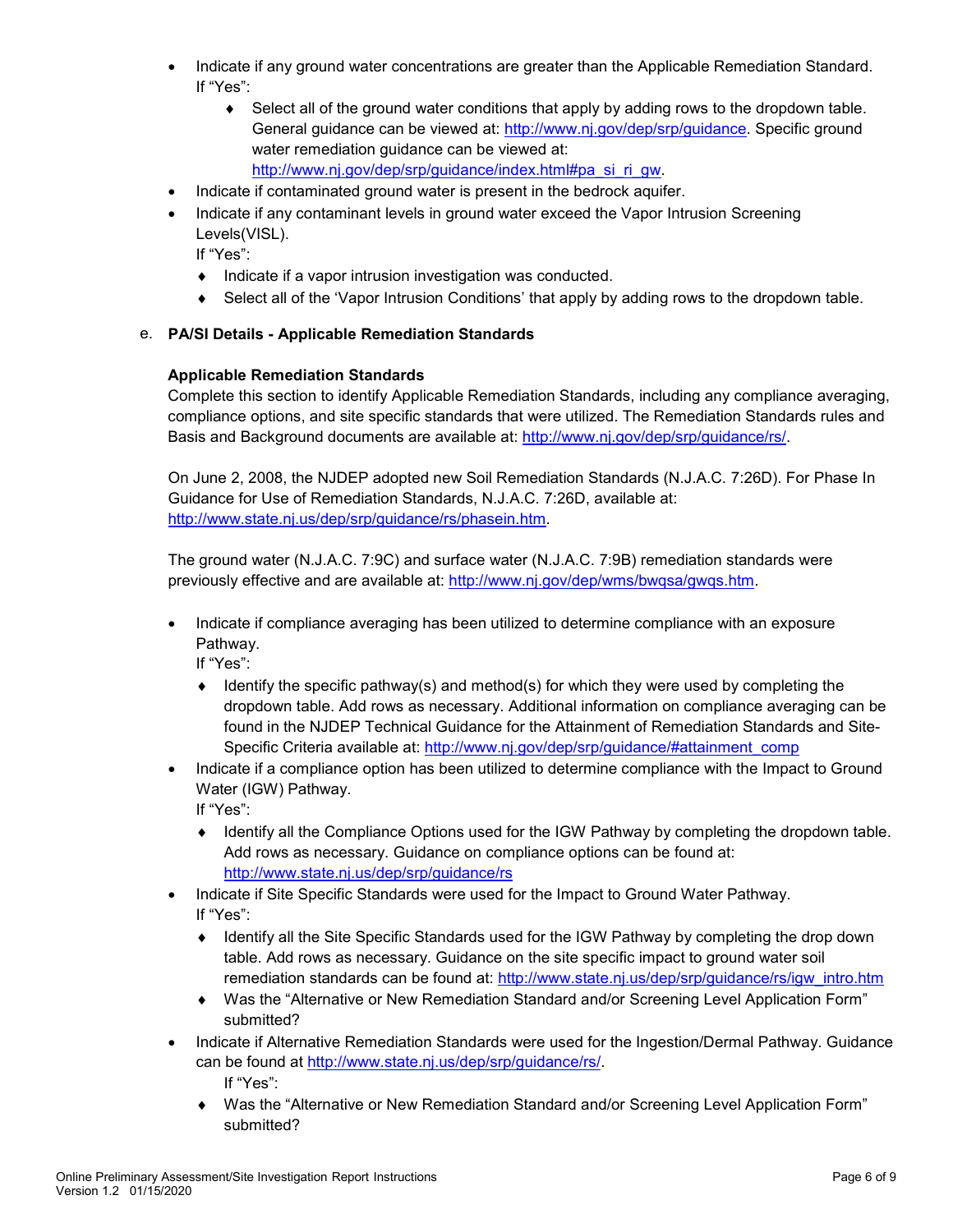- Indicate if any ground water concentrations are greater than the Applicable Remediation Standard. If "Yes":
  - ♦ Select all of the ground water conditions that apply by adding rows to the dropdown table. General guidance can be viewed at: http://www.nj.gov/dep/srp/guidance. Specific ground water remediation guidance can be viewed at: http://www.nj.gov/dep/srp/guidance/index.html#pa_si_ri_gw.
- Indicate if contaminated ground water is present in the bedrock aquifer.
- Indicate if any contaminant levels in ground water exceed the Vapor Intrusion Screening Levels(VISL).
  If "Yes":
  - ♦ Indicate if a vapor intrusion investigation was conducted.
  - ♦ Select all of the 'Vapor Intrusion Conditions' that apply by adding rows to the dropdown table.

e. **PA/SI Details - Applicable Remediation Standards**

**Applicable Remediation Standards**

Complete this section to identify Applicable Remediation Standards, including any compliance averaging, compliance options, and site specific standards that were utilized. The Remediation Standards rules and Basis and Background documents are available at: http://www.nj.gov/dep/srp/guidance/rs/.

On June 2, 2008, the NJDEP adopted new Soil Remediation Standards (N.J.A.C. 7:26D). For Phase In Guidance for Use of Remediation Standards, N.J.A.C. 7:26D, available at: http://www.state.nj.us/dep/srp/guidance/rs/phasein.htm.

The ground water (N.J.A.C. 7:9C) and surface water (N.J.A.C. 7:9B) remediation standards were previously effective and are available at: http://www.nj.gov/dep/wms/bwqsa/gwqs.htm.

- Indicate if compliance averaging has been utilized to determine compliance with an exposure Pathway.
  If "Yes":
  - ♦ Identify the specific pathway(s) and method(s) for which they were used by completing the dropdown table. Add rows as necessary. Additional information on compliance averaging can be found in the NJDEP Technical Guidance for the Attainment of Remediation Standards and Site-Specific Criteria available at: http://www.nj.gov/dep/srp/guidance/#attainment_comp
- Indicate if a compliance option has been utilized to determine compliance with the Impact to Ground Water (IGW) Pathway.
  If "Yes":
  - ♦ Identify all the Compliance Options used for the IGW Pathway by completing the dropdown table. Add rows as necessary. Guidance on compliance options can be found at: http://www.state.nj.us/dep/srp/guidance/rs
- Indicate if Site Specific Standards were used for the Impact to Ground Water Pathway.
  If "Yes":
  - ♦ Identify all the Site Specific Standards used for the IGW Pathway by completing the drop down table. Add rows as necessary. Guidance on the site specific impact to ground water soil remediation standards can be found at: http://www.state.nj.us/dep/srp/guidance/rs/igw_intro.htm
  - ♦ Was the "Alternative or New Remediation Standard and/or Screening Level Application Form" submitted?
- Indicate if Alternative Remediation Standards were used for the Ingestion/Dermal Pathway. Guidance can be found at http://www.state.nj.us/dep/srp/guidance/rs/.
  If "Yes":
  - ♦ Was the "Alternative or New Remediation Standard and/or Screening Level Application Form" submitted?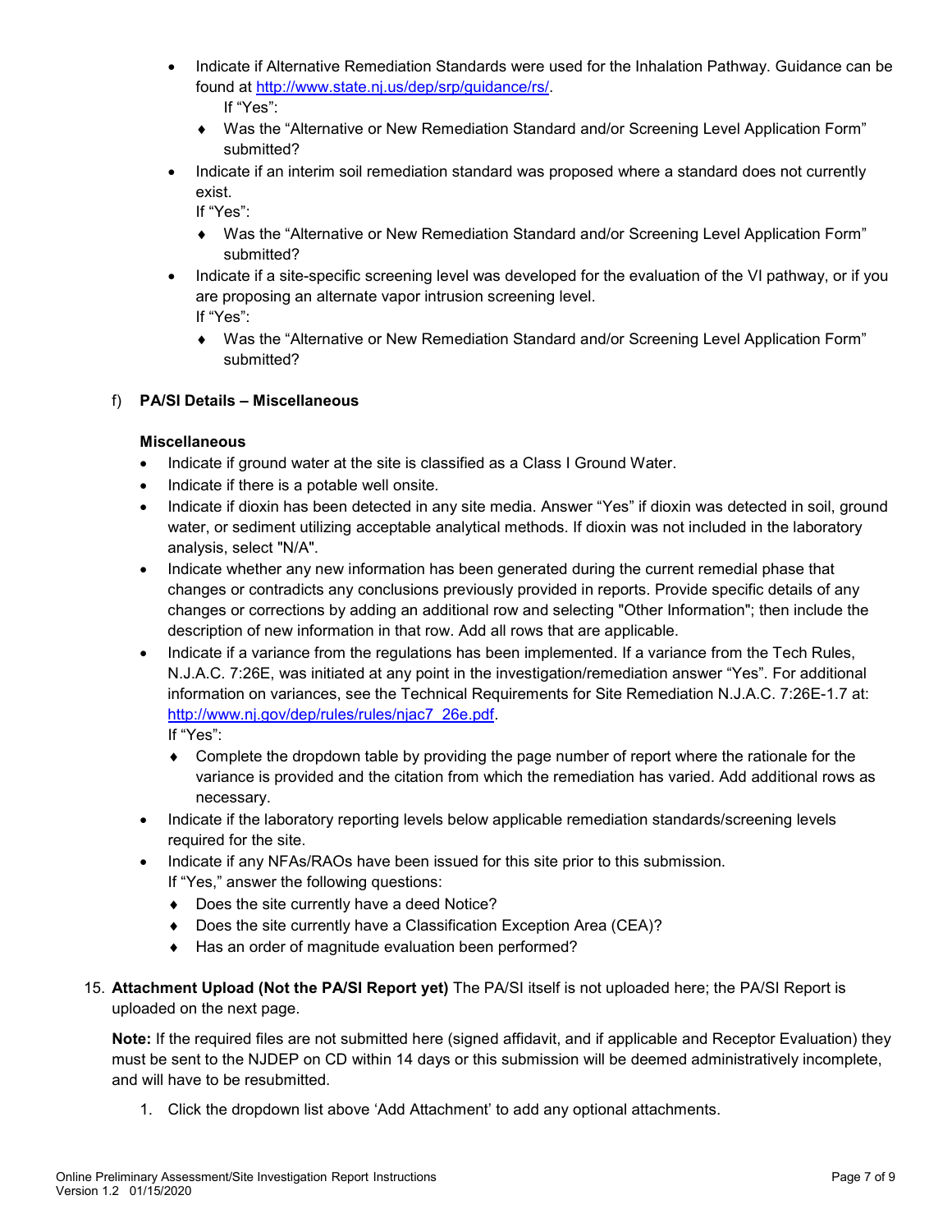- Indicate if Alternative Remediation Standards were used for the Inhalation Pathway. Guidance can be found at http://www.state.nj.us/dep/srp/guidance/rs/.
  If "Yes":
  - Was the "Alternative or New Remediation Standard and/or Screening Level Application Form" submitted?
- Indicate if an interim soil remediation standard was proposed where a standard does not currently exist.
  If "Yes":
  - Was the "Alternative or New Remediation Standard and/or Screening Level Application Form" submitted?
- Indicate if a site-specific screening level was developed for the evaluation of the VI pathway, or if you are proposing an alternate vapor intrusion screening level.
  If "Yes":
  - Was the "Alternative or New Remediation Standard and/or Screening Level Application Form" submitted?

f) **PA/SI Details – Miscellaneous**

**Miscellaneous**

- Indicate if ground water at the site is classified as a Class I Ground Water.
- Indicate if there is a potable well onsite.
- Indicate if dioxin has been detected in any site media. Answer "Yes" if dioxin was detected in soil, ground water, or sediment utilizing acceptable analytical methods. If dioxin was not included in the laboratory analysis, select "N/A".
- Indicate whether any new information has been generated during the current remedial phase that changes or contradicts any conclusions previously provided in reports. Provide specific details of any changes or corrections by adding an additional row and selecting "Other Information"; then include the description of new information in that row. Add all rows that are applicable.
- Indicate if a variance from the regulations has been implemented. If a variance from the Tech Rules, N.J.A.C. 7:26E, was initiated at any point in the investigation/remediation answer "Yes". For additional information on variances, see the Technical Requirements for Site Remediation N.J.A.C. 7:26E-1.7 at: http://www.nj.gov/dep/rules/rules/njac7_26e.pdf.
  If "Yes":
  - Complete the dropdown table by providing the page number of report where the rationale for the variance is provided and the citation from which the remediation has varied. Add additional rows as necessary.
- Indicate if the laboratory reporting levels below applicable remediation standards/screening levels required for the site.
- Indicate if any NFAs/RAOs have been issued for this site prior to this submission.
  If "Yes," answer the following questions:
  - Does the site currently have a deed Notice?
  - Does the site currently have a Classification Exception Area (CEA)?
  - Has an order of magnitude evaluation been performed?

15. **Attachment Upload (Not the PA/SI Report yet)** The PA/SI itself is not uploaded here; the PA/SI Report is uploaded on the next page.

    **Note:** If the required files are not submitted here (signed affidavit, and if applicable and Receptor Evaluation) they must be sent to the NJDEP on CD within 14 days or this submission will be deemed administratively incomplete, and will have to be resubmitted.

    1. Click the dropdown list above 'Add Attachment' to add any optional attachments.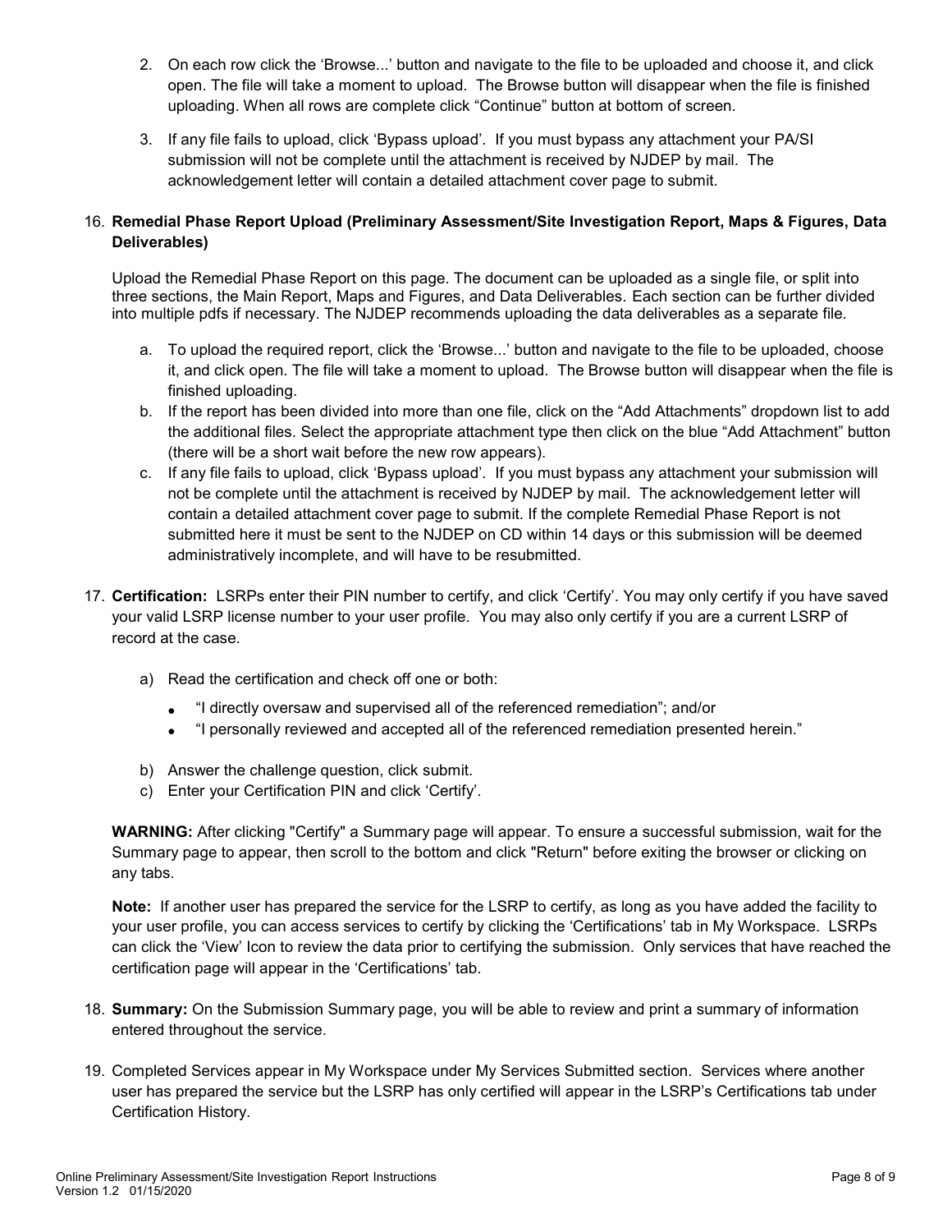2. On each row click the 'Browse...' button and navigate to the file to be uploaded and choose it, and click open. The file will take a moment to upload. The Browse button will disappear when the file is finished uploading. When all rows are complete click "Continue" button at bottom of screen.

3. If any file fails to upload, click 'Bypass upload'. If you must bypass any attachment your PA/SI submission will not be complete until the attachment is received by NJDEP by mail. The acknowledgement letter will contain a detailed attachment cover page to submit.

16. **Remedial Phase Report Upload (Preliminary Assessment/Site Investigation Report, Maps & Figures, Data Deliverables)**

    Upload the Remedial Phase Report on this page. The document can be uploaded as a single file, or split into three sections, the Main Report, Maps and Figures, and Data Deliverables. Each section can be further divided into multiple pdfs if necessary. The NJDEP recommends uploading the data deliverables as a separate file.

    a. To upload the required report, click the 'Browse...' button and navigate to the file to be uploaded, choose it, and click open. The file will take a moment to upload. The Browse button will disappear when the file is finished uploading.
    b. If the report has been divided into more than one file, click on the "Add Attachments" dropdown list to add the additional files. Select the appropriate attachment type then click on the blue "Add Attachment" button (there will be a short wait before the new row appears).
    c. If any file fails to upload, click 'Bypass upload'. If you must bypass any attachment your submission will not be complete until the attachment is received by NJDEP by mail. The acknowledgement letter will contain a detailed attachment cover page to submit. If the complete Remedial Phase Report is not submitted here it must be sent to the NJDEP on CD within 14 days or this submission will be deemed administratively incomplete, and will have to be resubmitted.

17. **Certification:** LSRPs enter their PIN number to certify, and click 'Certify'. You may only certify if you have saved your valid LSRP license number to your user profile. You may also only certify if you are a current LSRP of record at the case.

    a) Read the certification and check off one or both:
       - "I directly oversaw and supervised all of the referenced remediation"; and/or
       - "I personally reviewed and accepted all of the referenced remediation presented herein."

    b) Answer the challenge question, click submit.
    c) Enter your Certification PIN and click 'Certify'.

    **WARNING:** After clicking "Certify" a Summary page will appear. To ensure a successful submission, wait for the Summary page to appear, then scroll to the bottom and click "Return" before exiting the browser or clicking on any tabs.

    **Note:** If another user has prepared the service for the LSRP to certify, as long as you have added the facility to your user profile, you can access services to certify by clicking the 'Certifications' tab in My Workspace. LSRPs can click the 'View' Icon to review the data prior to certifying the submission. Only services that have reached the certification page will appear in the 'Certifications' tab.

18. **Summary:** On the Submission Summary page, you will be able to review and print a summary of information entered throughout the service.

19. Completed Services appear in My Workspace under My Services Submitted section. Services where another user has prepared the service but the LSRP has only certified will appear in the LSRP's Certifications tab under Certification History.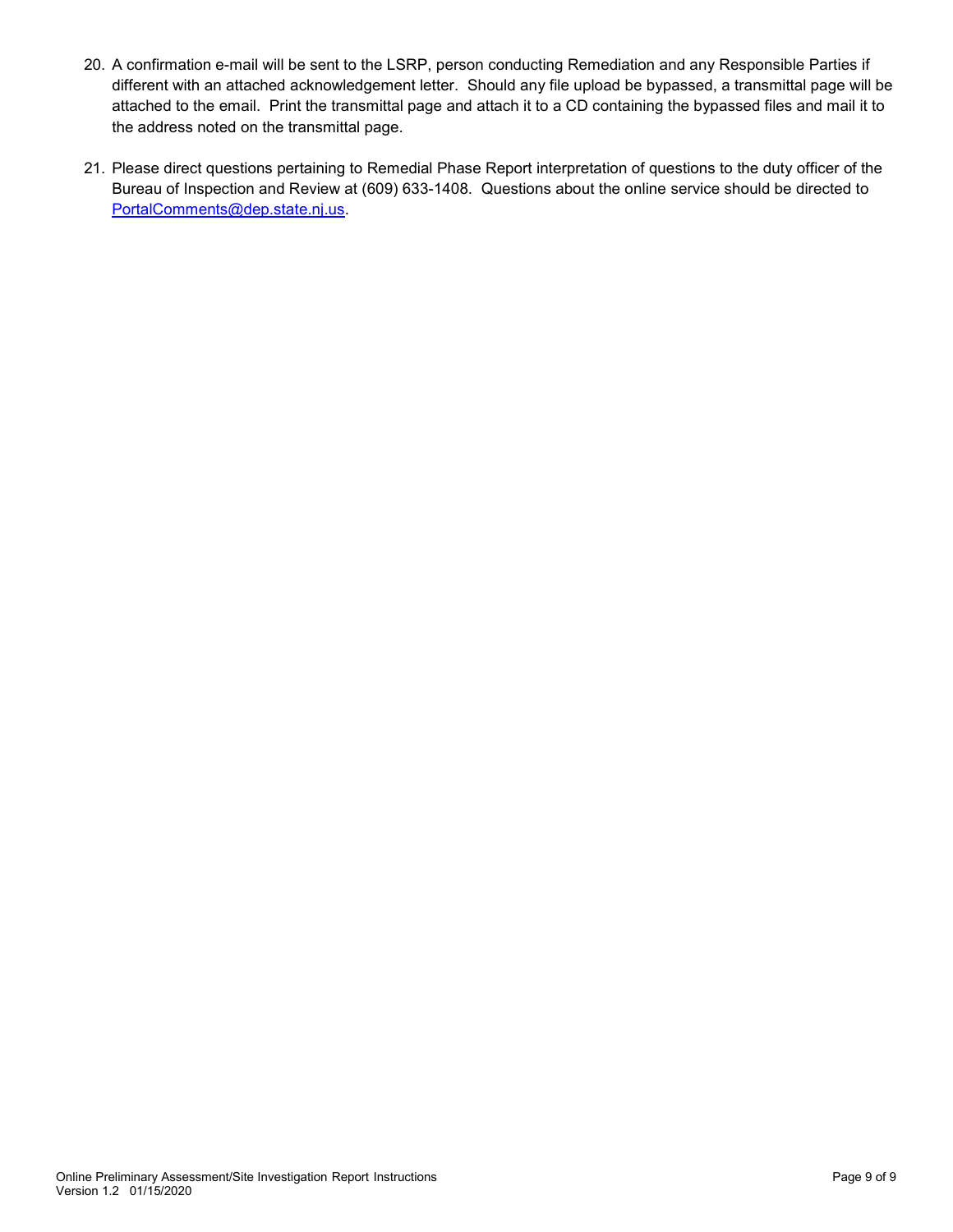20. A confirmation e-mail will be sent to the LSRP, person conducting Remediation and any Responsible Parties if different with an attached acknowledgement letter. Should any file upload be bypassed, a transmittal page will be attached to the email. Print the transmittal page and attach it to a CD containing the bypassed files and mail it to the address noted on the transmittal page.

21. Please direct questions pertaining to Remedial Phase Report interpretation of questions to the duty officer of the Bureau of Inspection and Review at (609) 633-1408. Questions about the online service should be directed to [PortalComments@dep.state.nj.us](mailto:PortalComments@dep.state.nj.us).